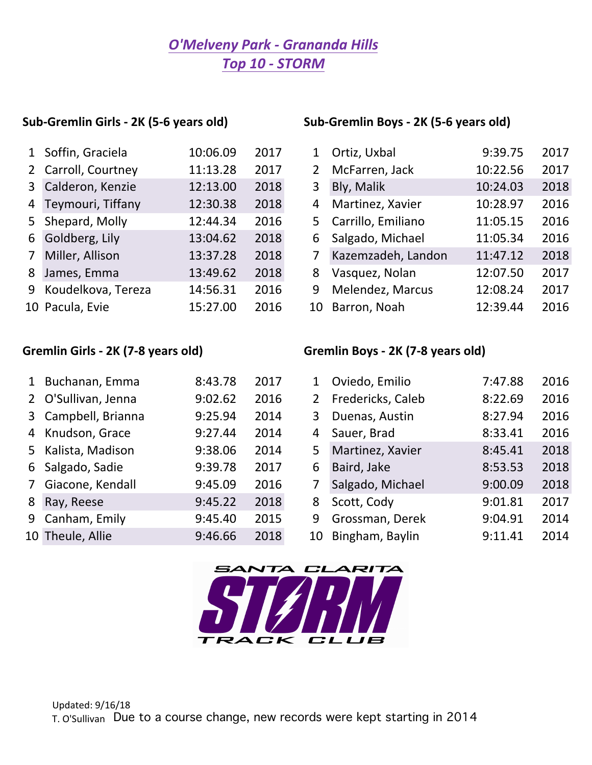# *O'Melveny Park - Grananda Hills*
# *Top 10 - STORM*

### Sub-Gremlin Girls - 2K (5-6 years old)

| | Name | Time | Year |
|---|---|---|---|
| 1 | Soffin, Graciela | 10:06.09 | 2017 |
| 2 | Carroll, Courtney | 11:13.28 | 2017 |
| 3 | Calderon, Kenzie | 12:13.00 | 2018 |
| 4 | Teymouri, Tiffany | 12:30.38 | 2018 |
| 5 | Shepard, Molly | 12:44.34 | 2016 |
| 6 | Goldberg, Lily | 13:04.62 | 2018 |
| 7 | Miller, Allison | 13:37.28 | 2018 |
| 8 | James, Emma | 13:49.62 | 2018 |
| 9 | Koudelkova, Tereza | 14:56.31 | 2016 |
| 10 | Pacula, Evie | 15:27.00 | 2016 |

### Sub-Gremlin Boys - 2K (5-6 years old)

| | Name | Time | Year |
|---|---|---|---|
| 1 | Ortiz, Uxbal | 9:39.75 | 2017 |
| 2 | McFarren, Jack | 10:22.56 | 2017 |
| 3 | Bly, Malik | 10:24.03 | 2018 |
| 4 | Martinez, Xavier | 10:28.97 | 2016 |
| 5 | Carrillo, Emiliano | 11:05.15 | 2016 |
| 6 | Salgado, Michael | 11:05.34 | 2016 |
| 7 | Kazemzadeh, Landon | 11:47.12 | 2018 |
| 8 | Vasquez, Nolan | 12:07.50 | 2017 |
| 9 | Melendez, Marcus | 12:08.24 | 2017 |
| 10 | Barron, Noah | 12:39.44 | 2016 |

### Gremlin Girls - 2K (7-8 years old)

| | Name | Time | Year |
|---|---|---|---|
| 1 | Buchanan, Emma | 8:43.78 | 2017 |
| 2 | O'Sullivan, Jenna | 9:02.62 | 2016 |
| 3 | Campbell, Brianna | 9:25.94 | 2014 |
| 4 | Knudson, Grace | 9:27.44 | 2014 |
| 5 | Kalista, Madison | 9:38.06 | 2014 |
| 6 | Salgado, Sadie | 9:39.78 | 2017 |
| 7 | Giacone, Kendall | 9:45.09 | 2016 |
| 8 | Ray, Reese | 9:45.22 | 2018 |
| 9 | Canham, Emily | 9:45.40 | 2015 |
| 10 | Theule, Allie | 9:46.66 | 2018 |

### Gremlin Boys - 2K (7-8 years old)

| | Name | Time | Year |
|---|---|---|---|
| 1 | Oviedo, Emilio | 7:47.88 | 2016 |
| 2 | Fredericks, Caleb | 8:22.69 | 2016 |
| 3 | Duenas, Austin | 8:27.94 | 2016 |
| 4 | Sauer, Brad | 8:33.41 | 2016 |
| 5 | Martinez, Xavier | 8:45.41 | 2018 |
| 6 | Baird, Jake | 8:53.53 | 2018 |
| 7 | Salgado, Michael | 9:00.09 | 2018 |
| 8 | Scott, Cody | 9:01.81 | 2017 |
| 9 | Grossman, Derek | 9:04.91 | 2014 |
| 10 | Bingham, Baylin | 9:11.41 | 2014 |

SANTA CLARITA STORM TRACK CLUB

Updated: 9/16/18
T. O'Sullivan Due to a course change, new records were kept starting in 2014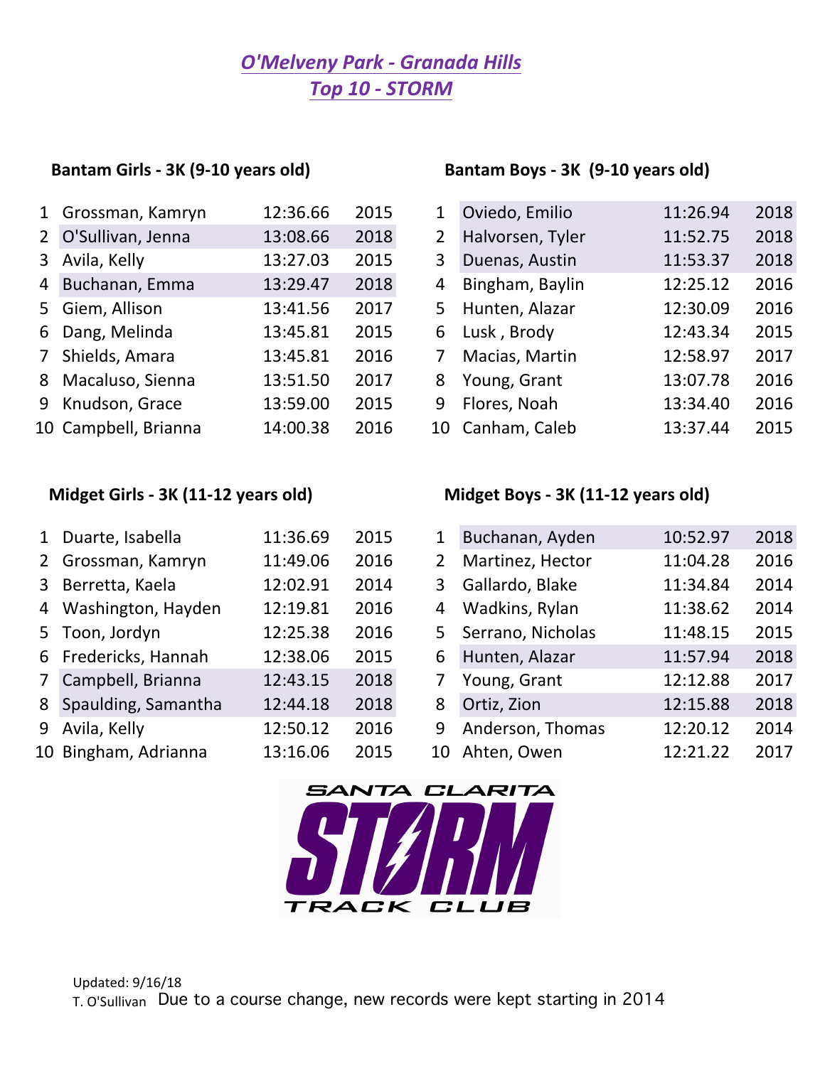## *O'Melveny Park - Granada Hills*
## *Top 10 - STORM*

### Bantam Girls - 3K (9-10 years old)

| | | | |
|---|---|---|---|
| 1 | Grossman, Kamryn | 12:36.66 | 2015 |
| 2 | O'Sullivan, Jenna | 13:08.66 | 2018 |
| 3 | Avila, Kelly | 13:27.03 | 2015 |
| 4 | Buchanan, Emma | 13:29.47 | 2018 |
| 5 | Giem, Allison | 13:41.56 | 2017 |
| 6 | Dang, Melinda | 13:45.81 | 2015 |
| 7 | Shields, Amara | 13:45.81 | 2016 |
| 8 | Macaluso, Sienna | 13:51.50 | 2017 |
| 9 | Knudson, Grace | 13:59.00 | 2015 |
| 10 | Campbell, Brianna | 14:00.38 | 2016 |

### Bantam Boys - 3K (9-10 years old)

| | | | |
|---|---|---|---|
| 1 | Oviedo, Emilio | 11:26.94 | 2018 |
| 2 | Halvorsen, Tyler | 11:52.75 | 2018 |
| 3 | Duenas, Austin | 11:53.37 | 2018 |
| 4 | Bingham, Baylin | 12:25.12 | 2016 |
| 5 | Hunten, Alazar | 12:30.09 | 2016 |
| 6 | Lusk , Brody | 12:43.34 | 2015 |
| 7 | Macias, Martin | 12:58.97 | 2017 |
| 8 | Young, Grant | 13:07.78 | 2016 |
| 9 | Flores, Noah | 13:34.40 | 2016 |
| 10 | Canham, Caleb | 13:37.44 | 2015 |

### Midget Girls - 3K (11-12 years old)

| | | | |
|---|---|---|---|
| 1 | Duarte, Isabella | 11:36.69 | 2015 |
| 2 | Grossman, Kamryn | 11:49.06 | 2016 |
| 3 | Berretta, Kaela | 12:02.91 | 2014 |
| 4 | Washington, Hayden | 12:19.81 | 2016 |
| 5 | Toon, Jordyn | 12:25.38 | 2016 |
| 6 | Fredericks, Hannah | 12:38.06 | 2015 |
| 7 | Campbell, Brianna | 12:43.15 | 2018 |
| 8 | Spaulding, Samantha | 12:44.18 | 2018 |
| 9 | Avila, Kelly | 12:50.12 | 2016 |
| 10 | Bingham, Adrianna | 13:16.06 | 2015 |

### Midget Boys - 3K (11-12 years old)

| | | | |
|---|---|---|---|
| 1 | Buchanan, Ayden | 10:52.97 | 2018 |
| 2 | Martinez, Hector | 11:04.28 | 2016 |
| 3 | Gallardo, Blake | 11:34.84 | 2014 |
| 4 | Wadkins, Rylan | 11:38.62 | 2014 |
| 5 | Serrano, Nicholas | 11:48.15 | 2015 |
| 6 | Hunten, Alazar | 11:57.94 | 2018 |
| 7 | Young, Grant | 12:12.88 | 2017 |
| 8 | Ortiz, Zion | 12:15.88 | 2018 |
| 9 | Anderson, Thomas | 12:20.12 | 2014 |
| 10 | Ahten, Owen | 12:21.22 | 2017 |

SANTA CLARITA STORM TRACK CLUB

Updated: 9/16/18
T. O'Sullivan Due to a course change, new records were kept starting in 2014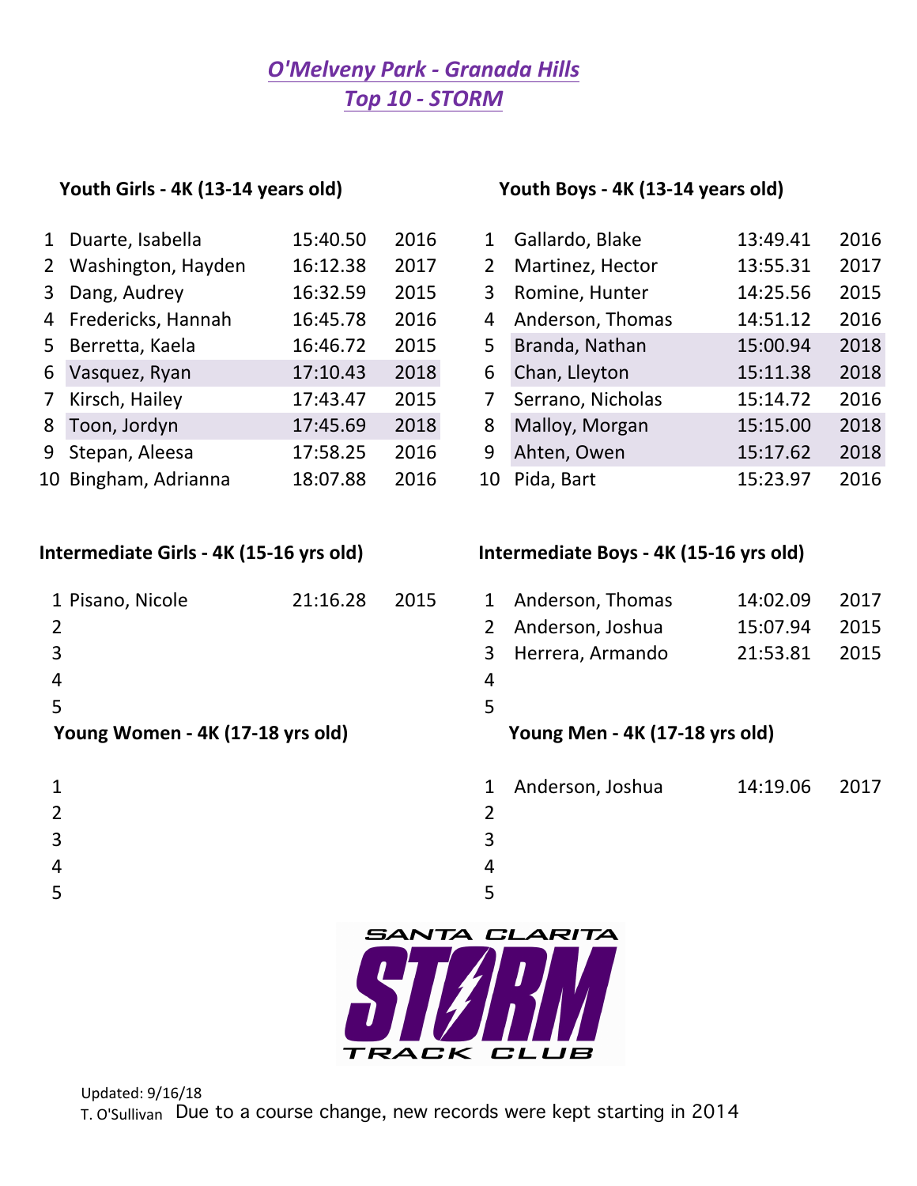# *O'Melveny Park - Granada Hills*
# *Top 10 - STORM*

### Youth Girls - 4K (13-14 years old)

| | | | |
|---|---|---|---|
| 1 | Duarte, Isabella | 15:40.50 | 2016 |
| 2 | Washington, Hayden | 16:12.38 | 2017 |
| 3 | Dang, Audrey | 16:32.59 | 2015 |
| 4 | Fredericks, Hannah | 16:45.78 | 2016 |
| 5 | Berretta, Kaela | 16:46.72 | 2015 |
| 6 | Vasquez, Ryan | 17:10.43 | 2018 |
| 7 | Kirsch, Hailey | 17:43.47 | 2015 |
| 8 | Toon, Jordyn | 17:45.69 | 2018 |
| 9 | Stepan, Aleesa | 17:58.25 | 2016 |
| 10 | Bingham, Adrianna | 18:07.88 | 2016 |

### Youth Boys - 4K (13-14 years old)

| | | | |
|---|---|---|---|
| 1 | Gallardo, Blake | 13:49.41 | 2016 |
| 2 | Martinez, Hector | 13:55.31 | 2017 |
| 3 | Romine, Hunter | 14:25.56 | 2015 |
| 4 | Anderson, Thomas | 14:51.12 | 2016 |
| 5 | Branda, Nathan | 15:00.94 | 2018 |
| 6 | Chan, Lleyton | 15:11.38 | 2018 |
| 7 | Serrano, Nicholas | 15:14.72 | 2016 |
| 8 | Malloy, Morgan | 15:15.00 | 2018 |
| 9 | Ahten, Owen | 15:17.62 | 2018 |
| 10 | Pida, Bart | 15:23.97 | 2016 |

### Intermediate Girls - 4K (15-16 yrs old)

| | | | |
|---|---|---|---|
| 1 | Pisano, Nicole | 21:16.28 | 2015 |
| 2 | | | |
| 3 | | | |
| 4 | | | |
| 5 | | | |

### Intermediate Boys - 4K (15-16 yrs old)

| | | | |
|---|---|---|---|
| 1 | Anderson, Thomas | 14:02.09 | 2017 |
| 2 | Anderson, Joshua | 15:07.94 | 2015 |
| 3 | Herrera, Armando | 21:53.81 | 2015 |
| 4 | | | |
| 5 | | | |

### Young Women - 4K (17-18 yrs old)

| | | | |
|---|---|---|---|
| 1 | | | |
| 2 | | | |
| 3 | | | |
| 4 | | | |
| 5 | | | |

### Young Men - 4K (17-18 yrs old)

| | | | |
|---|---|---|---|
| 1 | Anderson, Joshua | 14:19.06 | 2017 |
| 2 | | | |
| 3 | | | |
| 4 | | | |
| 5 | | | |

SANTA CLARITA STORM TRACK CLUB

Updated: 9/16/18
T. O'Sullivan Due to a course change, new records were kept starting in 2014